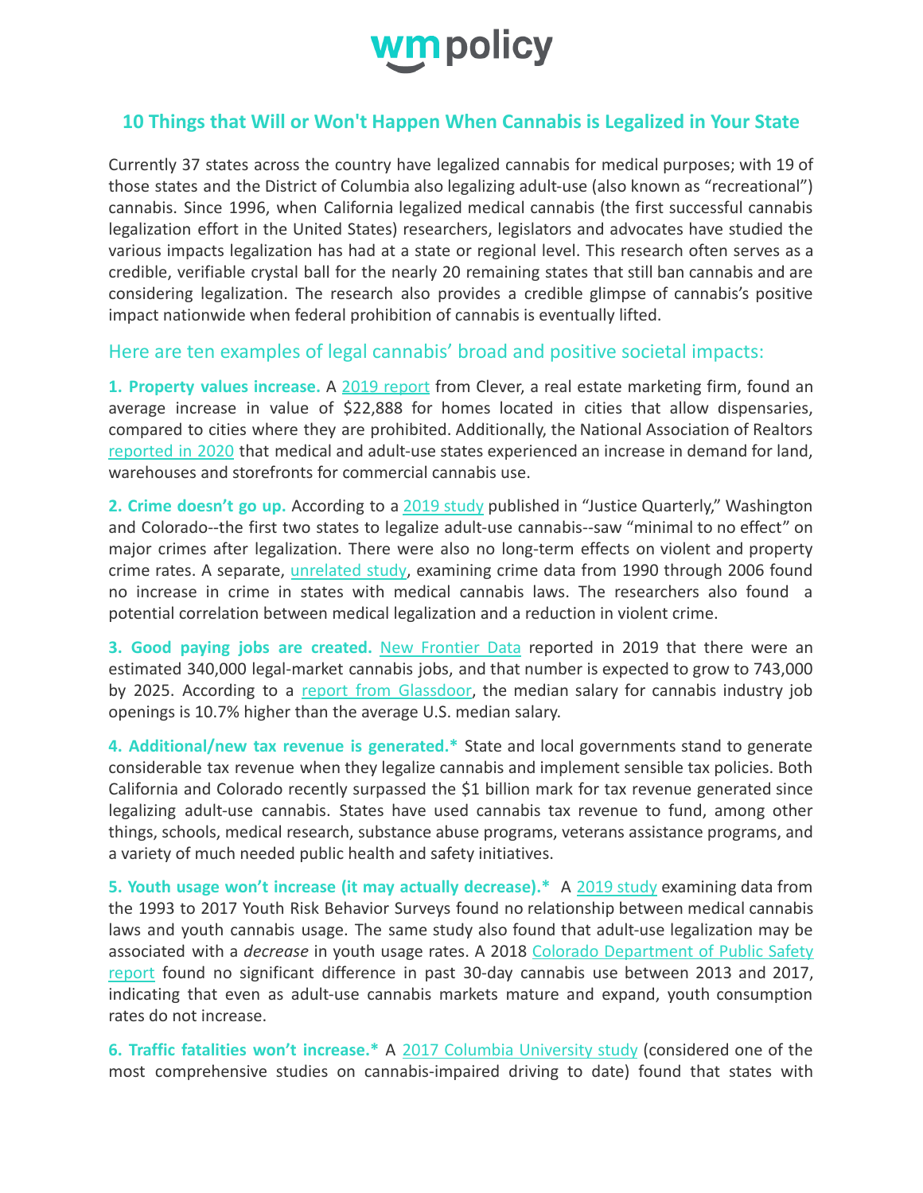wmpolicy

# 10 Things that Will or Won't Happen When Cannabis is Legalized in Your State

Currently 37 states across the country have legalized cannabis for medical purposes; with 19 of those states and the District of Columbia also legalizing adult-use (also known as "recreational") cannabis. Since 1996, when California legalized medical cannabis (the first successful cannabis legalization effort in the United States) researchers, legislators and advocates have studied the various impacts legalization has had at a state or regional level. This research often serves as a credible, verifiable crystal ball for the nearly 20 remaining states that still ban cannabis and are considering legalization. The research also provides a credible glimpse of cannabis's positive impact nationwide when federal prohibition of cannabis is eventually lifted.

## Here are ten examples of legal cannabis' broad and positive societal impacts:

**1. Property values increase.** A [2019 report] from Clever, a real estate marketing firm, found an average increase in value of $22,888 for homes located in cities that allow dispensaries, compared to cities where they are prohibited. Additionally, the National Association of Realtors [reported in 2020] that medical and adult-use states experienced an increase in demand for land, warehouses and storefronts for commercial cannabis use.

**2. Crime doesn't go up.** According to a [2019 study] published in "Justice Quarterly," Washington and Colorado--the first two states to legalize adult-use cannabis--saw "minimal to no effect" on major crimes after legalization. There were also no long-term effects on violent and property crime rates. A separate, [unrelated study], examining crime data from 1990 through 2006 found no increase in crime in states with medical cannabis laws. The researchers also found a potential correlation between medical legalization and a reduction in violent crime.

**3. Good paying jobs are created.** [New Frontier Data] reported in 2019 that there were an estimated 340,000 legal-market cannabis jobs, and that number is expected to grow to 743,000 by 2025. According to a [report from Glassdoor], the median salary for cannabis industry job openings is 10.7% higher than the average U.S. median salary.

**4. Additional/new tax revenue is generated.*** State and local governments stand to generate considerable tax revenue when they legalize cannabis and implement sensible tax policies. Both California and Colorado recently surpassed the $1 billion mark for tax revenue generated since legalizing adult-use cannabis. States have used cannabis tax revenue to fund, among other things, schools, medical research, substance abuse programs, veterans assistance programs, and a variety of much needed public health and safety initiatives.

**5. Youth usage won't increase (it may actually decrease).*** A [2019 study] examining data from the 1993 to 2017 Youth Risk Behavior Surveys found no relationship between medical cannabis laws and youth cannabis usage. The same study also found that adult-use legalization may be associated with a *decrease* in youth usage rates. A 2018 [Colorado Department of Public Safety report] found no significant difference in past 30-day cannabis use between 2013 and 2017, indicating that even as adult-use cannabis markets mature and expand, youth consumption rates do not increase.

**6. Traffic fatalities won't increase.*** A [2017 Columbia University study] (considered one of the most comprehensive studies on cannabis-impaired driving to date) found that states with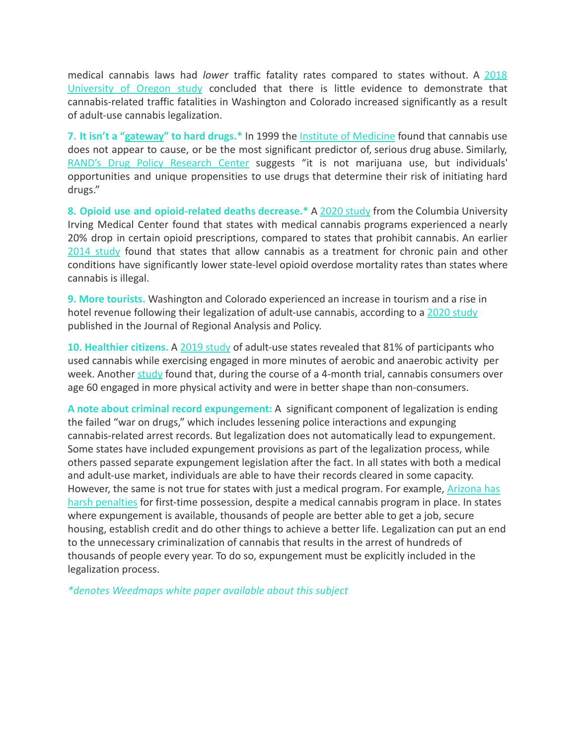medical cannabis laws had *lower* traffic fatality rates compared to states without. A 2018 University of Oregon study concluded that there is little evidence to demonstrate that cannabis-related traffic fatalities in Washington and Colorado increased significantly as a result of adult-use cannabis legalization.

**7. It isn't a "gateway" to hard drugs.*** In 1999 the Institute of Medicine found that cannabis use does not appear to cause, or be the most significant predictor of, serious drug abuse. Similarly, RAND's Drug Policy Research Center suggests "it is not marijuana use, but individuals' opportunities and unique propensities to use drugs that determine their risk of initiating hard drugs."

**8. Opioid use and opioid-related deaths decrease.*** A 2020 study from the Columbia University Irving Medical Center found that states with medical cannabis programs experienced a nearly 20% drop in certain opioid prescriptions, compared to states that prohibit cannabis. An earlier 2014 study found that states that allow cannabis as a treatment for chronic pain and other conditions have significantly lower state-level opioid overdose mortality rates than states where cannabis is illegal.

**9. More tourists.** Washington and Colorado experienced an increase in tourism and a rise in hotel revenue following their legalization of adult-use cannabis, according to a 2020 study published in the Journal of Regional Analysis and Policy.

**10. Healthier citizens.** A 2019 study of adult-use states revealed that 81% of participants who used cannabis while exercising engaged in more minutes of aerobic and anaerobic activity per week. Another study found that, during the course of a 4-month trial, cannabis consumers over age 60 engaged in more physical activity and were in better shape than non-consumers.

**A note about criminal record expungement:** A significant component of legalization is ending the failed "war on drugs," which includes lessening police interactions and expunging cannabis-related arrest records. But legalization does not automatically lead to expungement. Some states have included expungement provisions as part of the legalization process, while others passed separate expungement legislation after the fact. In all states with both a medical and adult-use market, individuals are able to have their records cleared in some capacity. However, the same is not true for states with just a medical program. For example, Arizona has harsh penalties for first-time possession, despite a medical cannabis program in place. In states where expungement is available, thousands of people are better able to get a job, secure housing, establish credit and do other things to achieve a better life. Legalization can put an end to the unnecessary criminalization of cannabis that results in the arrest of hundreds of thousands of people every year. To do so, expungement must be explicitly included in the legalization process.

**Note:** *denotes Weedmaps white paper available about this subject